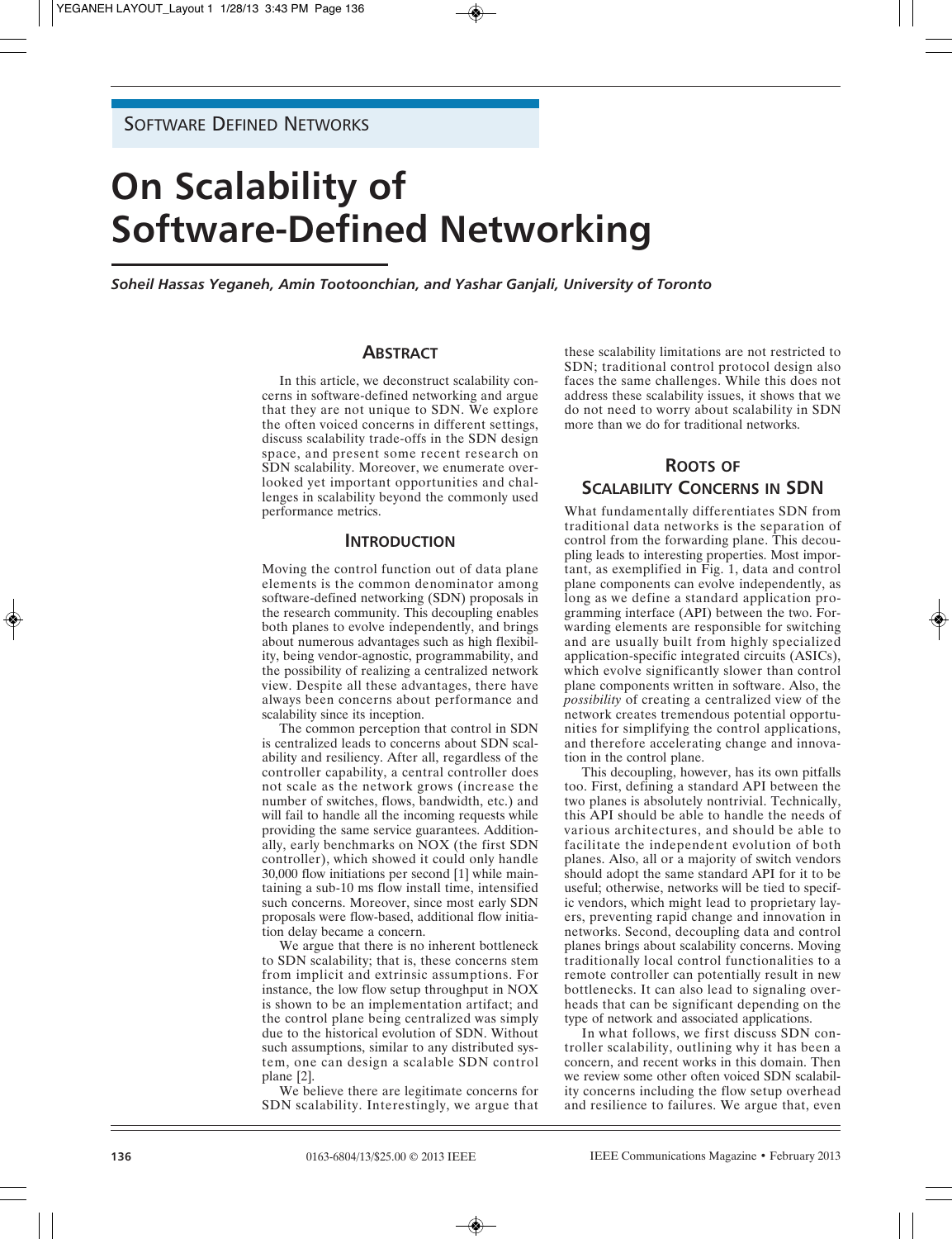Software Defined Networks

# On Scalability of Software-Defined Networking

*Soheil Hassas Yeganeh, Amin Tootoonchian, and Yashar Ganjali, University of Toronto*

## Abstract

In this article, we deconstruct scalability concerns in software-defined networking and argue that they are not unique to SDN. We explore the often voiced concerns in different settings, discuss scalability trade-offs in the SDN design space, and present some recent research on SDN scalability. Moreover, we enumerate overlooked yet important opportunities and challenges in scalability beyond the commonly used performance metrics.

## Introduction

Moving the control function out of data plane elements is the common denominator among software-defined networking (SDN) proposals in the research community. This decoupling enables both planes to evolve independently, and brings about numerous advantages such as high flexibility, being vendor-agnostic, programmability, and the possibility of realizing a centralized network view. Despite all these advantages, there have always been concerns about performance and scalability since its inception.

The common perception that control in SDN is centralized leads to concerns about SDN scalability and resiliency. After all, regardless of the controller capability, a central controller does not scale as the network grows (increase the number of switches, flows, bandwidth, etc.) and will fail to handle all the incoming requests while providing the same service guarantees. Additionally, early benchmarks on NOX (the first SDN controller), which showed it could only handle 30,000 flow initiations per second [1] while maintaining a sub-10 ms flow install time, intensified such concerns. Moreover, since most early SDN proposals were flow-based, additional flow initiation delay became a concern.

We argue that there is no inherent bottleneck to SDN scalability; that is, these concerns stem from implicit and extrinsic assumptions. For instance, the low flow setup throughput in NOX is shown to be an implementation artifact; and the control plane being centralized was simply due to the historical evolution of SDN. Without such assumptions, similar to any distributed system, one can design a scalable SDN control plane [2].

We believe there are legitimate concerns for SDN scalability. Interestingly, we argue that these scalability limitations are not restricted to SDN; traditional control protocol design also faces the same challenges. While this does not address these scalability issues, it shows that we do not need to worry about scalability in SDN more than we do for traditional networks.

## Roots of Scalability Concerns in SDN

What fundamentally differentiates SDN from traditional data networks is the separation of control from the forwarding plane. This decoupling leads to interesting properties. Most important, as exemplified in Fig. 1, data and control plane components can evolve independently, as long as we define a standard application programming interface (API) between the two. Forwarding elements are responsible for switching and are usually built from highly specialized application-specific integrated circuits (ASICs), which evolve significantly slower than control plane components written in software. Also, the *possibility* of creating a centralized view of the network creates tremendous potential opportunities for simplifying the control applications, and therefore accelerating change and innovation in the control plane.

This decoupling, however, has its own pitfalls too. First, defining a standard API between the two planes is absolutely nontrivial. Technically, this API should be able to handle the needs of various architectures, and should be able to facilitate the independent evolution of both planes. Also, all or a majority of switch vendors should adopt the same standard API for it to be useful; otherwise, networks will be tied to specific vendors, which might lead to proprietary layers, preventing rapid change and innovation in networks. Second, decoupling data and control planes brings about scalability concerns. Moving traditionally local control functionalities to a remote controller can potentially result in new bottlenecks. It can also lead to signaling overheads that can be significant depending on the type of network and associated applications.

In what follows, we first discuss SDN controller scalability, outlining why it has been a concern, and recent works in this domain. Then we review some other often voiced SDN scalability concerns including the flow setup overhead and resilience to failures. We argue that, even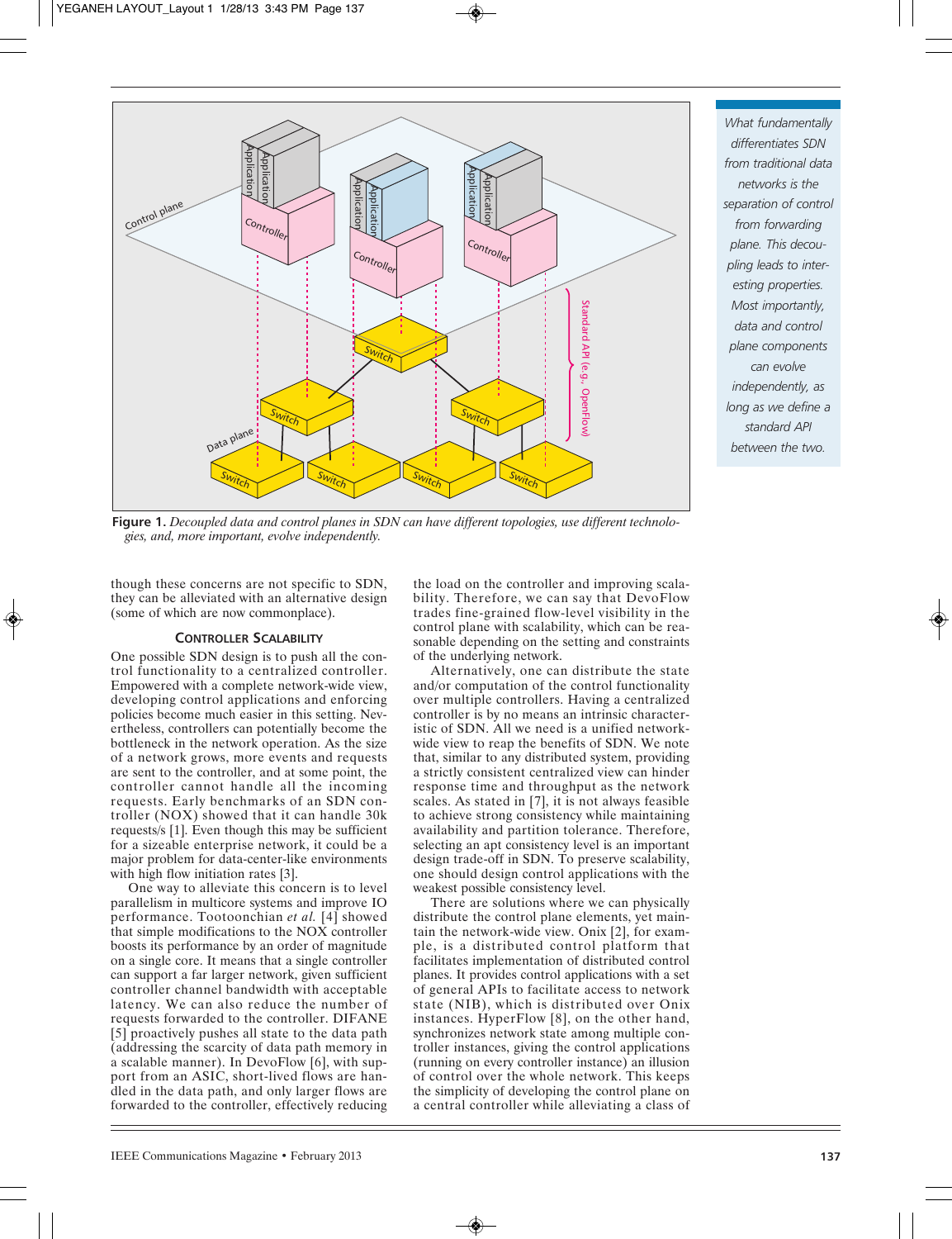Figure 1. *Decoupled data and control planes in SDN can have different topologies, use different technologies, and, more important, evolve independently.*

*What fundamentally differentiates SDN from traditional data networks is the separation of control from forwarding plane. This decoupling leads to interesting properties. Most importantly, data and control plane components can evolve independently, as long as we define a standard API between the two.*

though these concerns are not specific to SDN, they can be alleviated with an alternative design (some of which are now commonplace).

### CONTROLLER SCALABILITY

One possible SDN design is to push all the control functionality to a centralized controller. Empowered with a complete network-wide view, developing control applications and enforcing policies become much easier in this setting. Nevertheless, controllers can potentially become the bottleneck in the network operation. As the size of a network grows, more events and requests are sent to the controller, and at some point, the controller cannot handle all the incoming requests. Early benchmarks of an SDN controller (NOX) showed that it can handle 30k requests/s [1]. Even though this may be sufficient for a sizeable enterprise network, it could be a major problem for data-center-like environments with high flow initiation rates [3].

One way to alleviate this concern is to level parallelism in multicore systems and improve IO performance. Tootoonchian *et al.* [4] showed that simple modifications to the NOX controller boosts its performance by an order of magnitude on a single core. It means that a single controller can support a far larger network, given sufficient controller channel bandwidth with acceptable latency. We can also reduce the number of requests forwarded to the controller. DIFANE [5] proactively pushes all state to the data path (addressing the scarcity of data path memory in a scalable manner). In DevoFlow [6], with support from an ASIC, short-lived flows are handled in the data path, and only larger flows are forwarded to the controller, effectively reducing the load on the controller and improving scalability. Therefore, we can say that DevoFlow trades fine-grained flow-level visibility in the control plane with scalability, which can be reasonable depending on the setting and constraints of the underlying network.

Alternatively, one can distribute the state and/or computation of the control functionality over multiple controllers. Having a centralized controller is by no means an intrinsic characteristic of SDN. All we need is a unified network-wide view to reap the benefits of SDN. We note that, similar to any distributed system, providing a strictly consistent centralized view can hinder response time and throughput as the network scales. As stated in [7], it is not always feasible to achieve strong consistency while maintaining availability and partition tolerance. Therefore, selecting an apt consistency level is an important design trade-off in SDN. To preserve scalability, one should design control applications with the weakest possible consistency level.

There are solutions where we can physically distribute the control plane elements, yet maintain the network-wide view. Onix [2], for example, is a distributed control platform that facilitates implementation of distributed control planes. It provides control applications with a set of general APIs to facilitate access to network state (NIB), which is distributed over Onix instances. HyperFlow [8], on the other hand, synchronizes network state among multiple controller instances, giving the control applications (running on every controller instance) an illusion of control over the whole network. This keeps the simplicity of developing the control plane on a central controller while alleviating a class of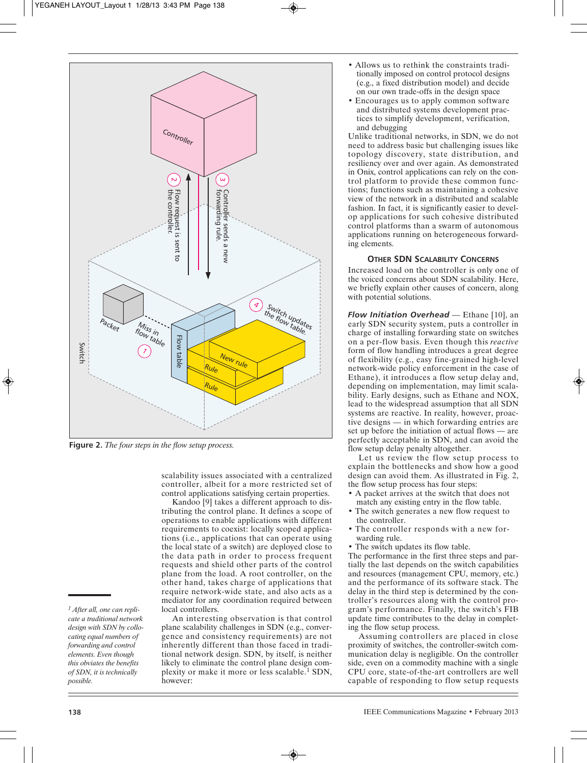Controller

2 Flow request is sent to the controller.

3 Controller sends a new forwarding rule.

Packet

Miss in flow table

1

Flow table

4 Switch updates the flow table.

New rule

Rule

Rule

Switch

**Figure 2.** *The four steps in the flow setup process.*

scalability issues associated with a centralized controller, albeit for a more restricted set of control applications satisfying certain properties.

Kandoo [9] takes a different approach to distributing the control plane. It defines a scope of operations to enable applications with different requirements to coexist: locally scoped applications (i.e., applications that can operate using the local state of a switch) are deployed close to the data path in order to process frequent requests and shield other parts of the control plane from the load. A root controller, on the other hand, takes charge of applications that require network-wide state, and also acts as a mediator for any coordination required between local controllers.

An interesting observation is that control plane scalability challenges in SDN (e.g., convergence and consistency requirements) are not inherently different than those faced in traditional network design. SDN, by itself, is neither likely to eliminate the control plane design complexity or make it more or less scalable.[1] SDN, however:

- Allows us to rethink the constraints traditionally imposed on control protocol designs (e.g., a fixed distribution model) and decide on our own trade-offs in the design space
- Encourages us to apply common software and distributed systems development practices to simplify development, verification, and debugging

Unlike traditional networks, in SDN, we do not need to address basic but challenging issues like topology discovery, state distribution, and resiliency over and over again. As demonstrated in Onix, control applications can rely on the control platform to provide these common functions; functions such as maintaining a cohesive view of the network in a distributed and scalable fashion. In fact, it is significantly easier to develop applications for such cohesive distributed control platforms than a swarm of autonomous applications running on heterogeneous forwarding elements.

### Other SDN Scalability Concerns

Increased load on the controller is only one of the voiced concerns about SDN scalability. Here, we briefly explain other causes of concern, along with potential solutions.

***Flow Initiation Overhead*** — Ethane [10], an early SDN security system, puts a controller in charge of installing forwarding state on switches on a per-flow basis. Even though this *reactive* form of flow handling introduces a great degree of flexibility (e.g., easy fine-grained high-level network-wide policy enforcement in the case of Ethane), it introduces a flow setup delay and, depending on implementation, may limit scalability. Early designs, such as Ethane and NOX, lead to the widespread assumption that all SDN systems are reactive. In reality, however, proactive designs — in which forwarding entries are set up before the initiation of actual flows — are perfectly acceptable in SDN, and can avoid the flow setup delay penalty altogether.

Let us review the flow setup process to explain the bottlenecks and show how a good design can avoid them. As illustrated in Fig. 2, the flow setup process has four steps:

- A packet arrives at the switch that does not match any existing entry in the flow table.
- The switch generates a new flow request to the controller.
- The controller responds with a new forwarding rule.
- The switch updates its flow table.

The performance in the first three steps and partially the last depends on the switch capabilities and resources (management CPU, memory, etc.) and the performance of its software stack. The delay in the third step is determined by the controller's resources along with the control program's performance. Finally, the switch's FIB update time contributes to the delay in completing the flow setup process.

Assuming controllers are placed in close proximity of switches, the controller-switch communication delay is negligible. On the controller side, even on a commodity machine with a single CPU core, state-of-the-art controllers are well capable of responding to flow setup requests

---

[1] *After all, one can replicate a traditional network design with SDN by collocating equal numbers of forwarding and control elements. Even though this obviates the benefits of SDN, it is technically possible.*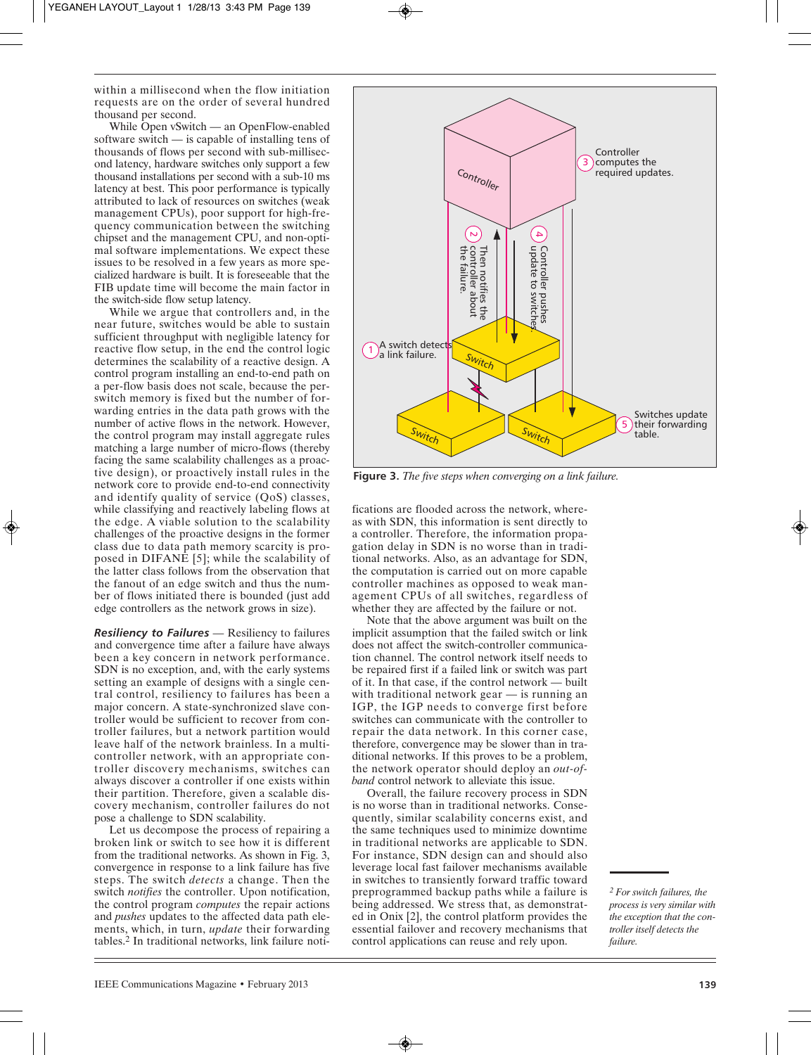within a millisecond when the flow initiation requests are on the order of several hundred thousand per second.

While Open vSwitch — an OpenFlow-enabled software switch — is capable of installing tens of thousands of flows per second with sub-millisecond latency, hardware switches only support a few thousand installations per second with a sub-10 ms latency at best. This poor performance is typically attributed to lack of resources on switches (weak management CPUs), poor support for high-frequency communication between the switching chipset and the management CPU, and non-optimal software implementations. We expect these issues to be resolved in a few years as more specialized hardware is built. It is foreseeable that the FIB update time will become the main factor in the switch-side flow setup latency.

While we argue that controllers and, in the near future, switches would be able to sustain sufficient throughput with negligible latency for reactive flow setup, in the end the control logic determines the scalability of a reactive design. A control program installing an end-to-end path on a per-flow basis does not scale, because the per-switch memory is fixed but the number of forwarding entries in the data path grows with the number of active flows in the network. However, the control program may install aggregate rules matching a large number of micro-flows (thereby facing the same scalability challenges as a proactive design), or proactively install rules in the network core to provide end-to-end connectivity and identify quality of service (QoS) classes, while classifying and reactively labeling flows at the edge. A viable solution to the scalability challenges of the proactive designs in the former class due to data path memory scarcity is proposed in DIFANE [5]; while the scalability of the latter class follows from the observation that the fanout of an edge switch and thus the number of flows initiated there is bounded (just add edge controllers as the network grows in size).

***Resiliency to Failures*** — Resiliency to failures and convergence time after a failure have always been a key concern in network performance. SDN is no exception, and, with the early systems setting an example of designs with a single central control, resiliency to failures has been a major concern. A state-synchronized slave controller would be sufficient to recover from controller failures, but a network partition would leave half of the network brainless. In a multi-controller network, with an appropriate controller discovery mechanisms, switches can always discover a controller if one exists within their partition. Therefore, given a scalable discovery mechanism, controller failures do not pose a challenge to SDN scalability.

Let us decompose the process of repairing a broken link or switch to see how it is different from the traditional networks. As shown in Fig. 3, convergence in response to a link failure has five steps. The switch *detects* a change. Then the switch *notifies* the controller. Upon notification, the control program *computes* the repair actions and *pushes* updates to the affected data path elements, which, in turn, *update* their forwarding tables.[2] In traditional networks, link failure notifications are flooded across the network, whereas with SDN, this information is sent directly to a controller. Therefore, the information propagation delay in SDN is no worse than in traditional networks. Also, as an advantage for SDN, the computation is carried out on more capable controller machines as opposed to weak management CPUs of all switches, regardless of whether they are affected by the failure or not.

Controller

Switch

Switch

Switch

1 A switch detects a link failure.

2 Then notifies the controller about the failure.

3 Controller computes the required updates.

4 Controller pushes update to switches.

5 Switches update their forwarding table.

**Figure 3.** *The five steps when converging on a link failure.*

Note that the above argument was built on the implicit assumption that the failed switch or link does not affect the switch-controller communication channel. The control network itself needs to be repaired first if a failed link or switch was part of it. In that case, if the control network — built with traditional network gear — is running an IGP, the IGP needs to converge first before switches can communicate with the controller to repair the data network. In this corner case, therefore, convergence may be slower than in traditional networks. If this proves to be a problem, the network operator should deploy an *out-of-band* control network to alleviate this issue.

Overall, the failure recovery process in SDN is no worse than in traditional networks. Consequently, similar scalability concerns exist, and the same techniques used to minimize downtime in traditional networks are applicable to SDN. For instance, SDN design can and should also leverage local fast failover mechanisms available in switches to transiently forward traffic toward preprogrammed backup paths while a failure is being addressed. We stress that, as demonstrated in Onix [2], the control platform provides the essential failover and recovery mechanisms that control applications can reuse and rely upon.

[2] *For switch failures, the process is very similar with the exception that the controller itself detects the failure.*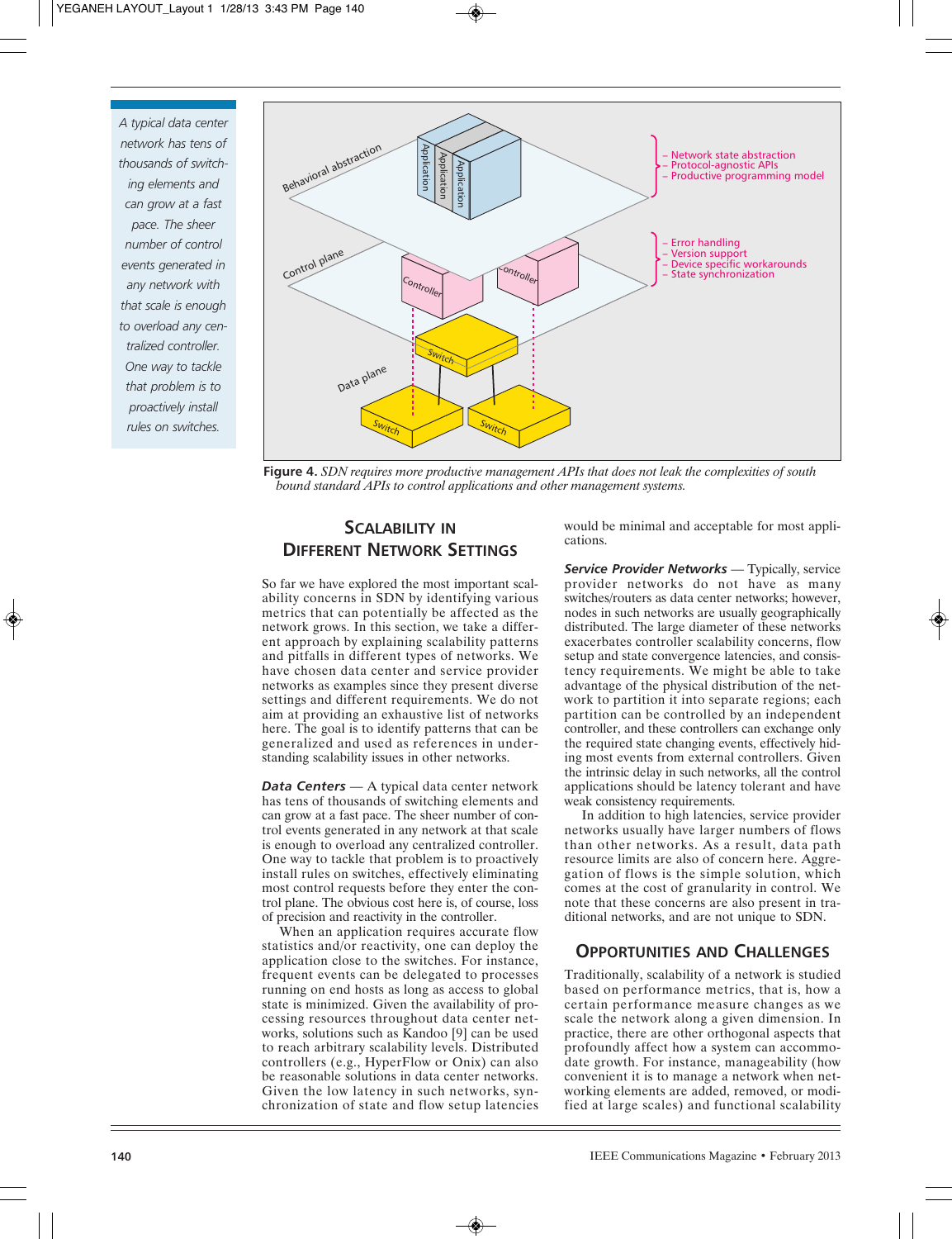A typical data center network has tens of thousands of switching elements and can grow at a fast pace. The sheer number of control events generated in any network with that scale is enough to overload any centralized controller. One way to tackle that problem is to proactively install rules on switches.

Behavioral abstraction

Application

Application

Application

– Network state abstraction
– Protocol-agnostic APIs
– Productive programming model

Control plane

Controller

Controller

– Error handling
– Version support
– Device specific workarounds
– State synchronization

Data plane

Switch

Switch

Switch

**Figure 4.** *SDN requires more productive management APIs that does not leak the complexities of south bound standard APIs to control applications and other management systems.*

## Scalability in Different Network Settings

So far we have explored the most important scalability concerns in SDN by identifying various metrics that can potentially be affected as the network grows. In this section, we take a different approach by explaining scalability patterns and pitfalls in different types of networks. We have chosen data center and service provider networks as examples since they present diverse settings and different requirements. We do not aim at providing an exhaustive list of networks here. The goal is to identify patterns that can be generalized and used as references in understanding scalability issues in other networks.

***Data Centers*** — A typical data center network has tens of thousands of switching elements and can grow at a fast pace. The sheer number of control events generated in any network at that scale is enough to overload any centralized controller. One way to tackle that problem is to proactively install rules on switches, effectively eliminating most control requests before they enter the control plane. The obvious cost here is, of course, loss of precision and reactivity in the controller.

When an application requires accurate flow statistics and/or reactivity, one can deploy the application close to the switches. For instance, frequent events can be delegated to processes running on end hosts as long as access to global state is minimized. Given the availability of processing resources throughout data center networks, solutions such as Kandoo [9] can be used to reach arbitrary scalability levels. Distributed controllers (e.g., HyperFlow or Onix) can also be reasonable solutions in data center networks. Given the low latency in such networks, synchronization of state and flow setup latencies would be minimal and acceptable for most applications.

***Service Provider Networks*** — Typically, service provider networks do not have as many switches/routers as data center networks; however, nodes in such networks are usually geographically distributed. The large diameter of these networks exacerbates controller scalability concerns, flow setup and state convergence latencies, and consistency requirements. We might be able to take advantage of the physical distribution of the network to partition it into separate regions; each partition can be controlled by an independent controller, and these controllers can exchange only the required state changing events, effectively hiding most events from external controllers. Given the intrinsic delay in such networks, all the control applications should be latency tolerant and have weak consistency requirements.

In addition to high latencies, service provider networks usually have larger numbers of flows than other networks. As a result, data path resource limits are also of concern here. Aggregation of flows is the simple solution, which comes at the cost of granularity in control. We note that these concerns are also present in traditional networks, and are not unique to SDN.

## Opportunities and Challenges

Traditionally, scalability of a network is studied based on performance metrics, that is, how a certain performance measure changes as we scale the network along a given dimension. In practice, there are other orthogonal aspects that profoundly affect how a system can accommodate growth. For instance, manageability (how convenient it is to manage a network when networking elements are added, removed, or modified at large scales) and functional scalability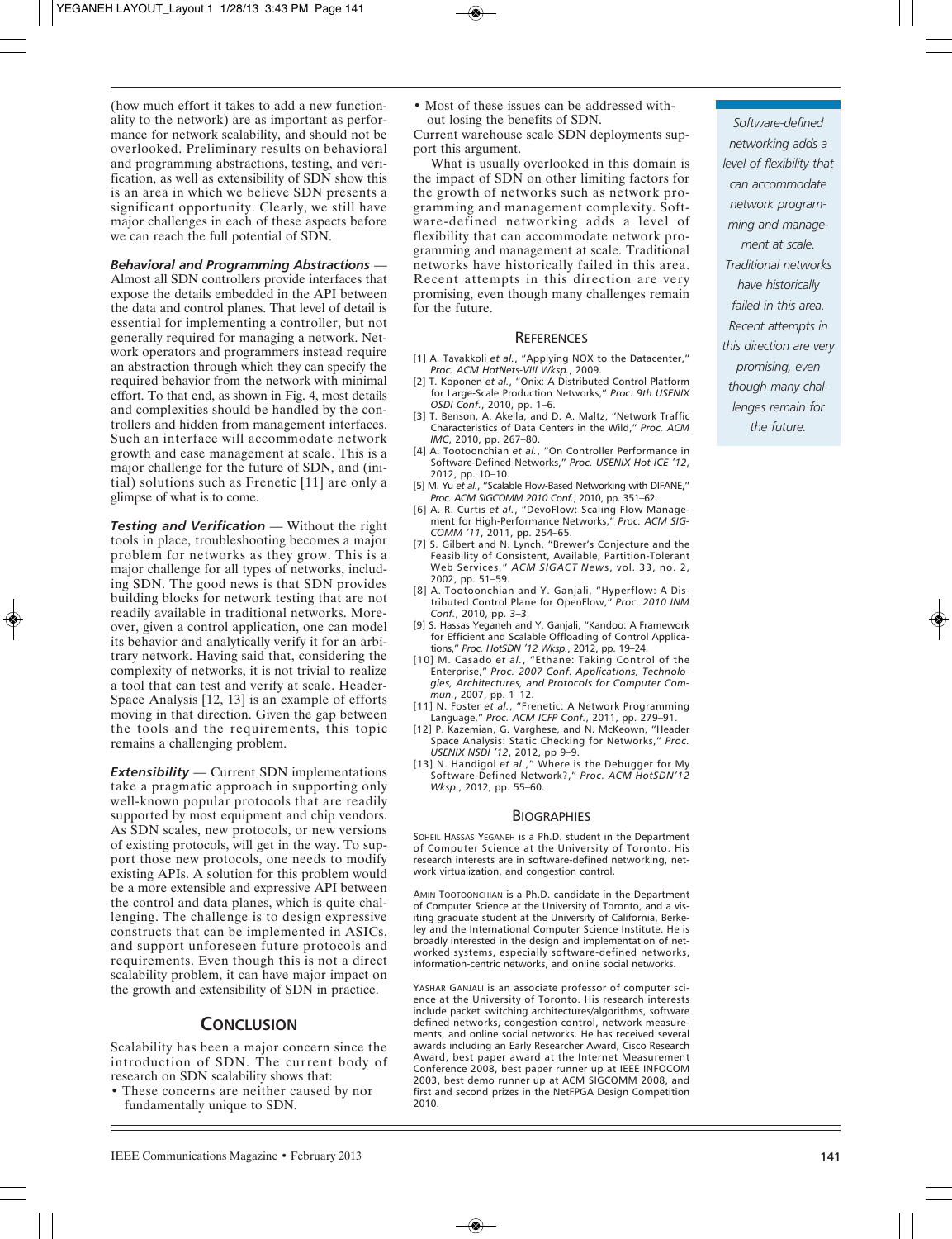(how much effort it takes to add a new functionality to the network) are as important as performance for network scalability, and should not be overlooked. Preliminary results on behavioral and programming abstractions, testing, and verification, as well as extensibility of SDN show this is an area in which we believe SDN presents a significant opportunity. Clearly, we still have major challenges in each of these aspects before we can reach the full potential of SDN.

***Behavioral and Programming Abstractions*** — Almost all SDN controllers provide interfaces that expose the details embedded in the API between the data and control planes. That level of detail is essential for implementing a controller, but not generally required for managing a network. Network operators and programmers instead require an abstraction through which they can specify the required behavior from the network with minimal effort. To that end, as shown in Fig. 4, most details and complexities should be handled by the controllers and hidden from management interfaces. Such an interface will accommodate network growth and ease management at scale. This is a major challenge for the future of SDN, and (initial) solutions such as Frenetic [11] are only a glimpse of what is to come.

***Testing and Verification*** — Without the right tools in place, troubleshooting becomes a major problem for networks as they grow. This is a major challenge for all types of networks, including SDN. The good news is that SDN provides building blocks for network testing that are not readily available in traditional networks. Moreover, given a control application, one can model its behavior and analytically verify it for an arbitrary network. Having said that, considering the complexity of networks, it is not trivial to realize a tool that can test and verify at scale. Header-Space Analysis [12, 13] is an example of efforts moving in that direction. Given the gap between the tools and the requirements, this topic remains a challenging problem.

***Extensibility*** — Current SDN implementations take a pragmatic approach in supporting only well-known popular protocols that are readily supported by most equipment and chip vendors. As SDN scales, new protocols, or new versions of existing protocols, will get in the way. To support those new protocols, one needs to modify existing APIs. A solution for this problem would be a more extensible and expressive API between the control and data planes, which is quite challenging. The challenge is to design expressive constructs that can be implemented in ASICs, and support unforeseen future protocols and requirements. Even though this is not a direct scalability problem, it can have major impact on the growth and extensibility of SDN in practice.

## Conclusion

Scalability has been a major concern since the introduction of SDN. The current body of research on SDN scalability shows that:

- These concerns are neither caused by nor fundamentally unique to SDN.
- Most of these issues can be addressed without losing the benefits of SDN.

Current warehouse scale SDN deployments support this argument.

What is usually overlooked in this domain is the impact of SDN on other limiting factors for the growth of networks such as network programming and management complexity. Software-defined networking adds a level of flexibility that can accommodate network programming and management at scale. Traditional networks have historically failed in this area. Recent attempts in this direction are very promising, even though many challenges remain for the future.

*Software-defined networking adds a level of flexibility that can accommodate network programming and management at scale. Traditional networks have historically failed in this area. Recent attempts in this direction are very promising, even though many challenges remain for the future.*

## References

[1] A. Tavakkoli *et al.*, "Applying NOX to the Datacenter," *Proc. ACM HotNets-VIII Wksp.*, 2009.

[2] T. Koponen *et al.*, "Onix: A Distributed Control Platform for Large-Scale Production Networks," *Proc. 9th USENIX OSDI Conf.*, 2010, pp. 1–6.

[3] T. Benson, A. Akella, and D. A. Maltz, "Network Traffic Characteristics of Data Centers in the Wild," *Proc. ACM IMC*, 2010, pp. 267–80.

[4] A. Tootoonchian *et al.*, "On Controller Performance in Software-Defined Networks," *Proc. USENIX Hot-ICE '12*, 2012, pp. 10–10.

[5] M. Yu *et al.*, "Scalable Flow-Based Networking with DIFANE," *Proc. ACM SIGCOMM 2010 Conf.*, 2010, pp. 351–62.

[6] A. R. Curtis *et al.*, "DevoFlow: Scaling Flow Management for High-Performance Networks," *Proc. ACM SIGCOMM '11*, 2011, pp. 254–65.

[7] S. Gilbert and N. Lynch, "Brewer's Conjecture and the Feasibility of Consistent, Available, Partition-Tolerant Web Services," *ACM SIGACT News*, vol. 33, no. 2, 2002, pp. 51–59.

[8] A. Tootoonchian and Y. Ganjali, "Hyperflow: A Distributed Control Plane for OpenFlow," *Proc. 2010 INM Conf.*, 2010, pp. 3–3.

[9] S. Hassas Yeganeh and Y. Ganjali, "Kandoo: A Framework for Efficient and Scalable Offloading of Control Applications," *Proc. HotSDN '12 Wksp.*, 2012, pp. 19–24.

[10] M. Casado *et al.*, "Ethane: Taking Control of the Enterprise," *Proc. 2007 Conf. Applications, Technologies, Architectures, and Protocols for Computer Commun.*, 2007, pp. 1–12.

[11] N. Foster *et al.*, "Frenetic: A Network Programming Language," *Proc. ACM ICFP Conf.*, 2011, pp. 279–91.

[12] P. Kazemian, G. Varghese, and N. McKeown, "Header Space Analysis: Static Checking for Networks," *Proc. USENIX NSDI '12*, 2012, pp 9–9.

[13] N. Handigol *et al.*," Where is the Debugger for My Software-Defined Network?," *Proc. ACM HotSDN'12 Wksp.*, 2012, pp. 55–60.

## Biographies

Soheil Hassas Yeganeh is a Ph.D. student in the Department of Computer Science at the University of Toronto. His research interests are in software-defined networking, network virtualization, and congestion control.

Amin Tootoonchian is a Ph.D. candidate in the Department of Computer Science at the University of Toronto, and a visiting graduate student at the University of California, Berkeley and the International Computer Science Institute. He is broadly interested in the design and implementation of networked systems, especially software-defined networks, information-centric networks, and online social networks.

Yashar Ganjali is an associate professor of computer science at the University of Toronto. His research interests include packet switching architectures/algorithms, software defined networks, congestion control, network measurements, and online social networks. He has received several awards including an Early Researcher Award, Cisco Research Award, best paper award at the Internet Measurement Conference 2008, best paper runner up at IEEE INFOCOM 2003, best demo runner up at ACM SIGCOMM 2008, and first and second prizes in the NetFPGA Design Competition 2010.